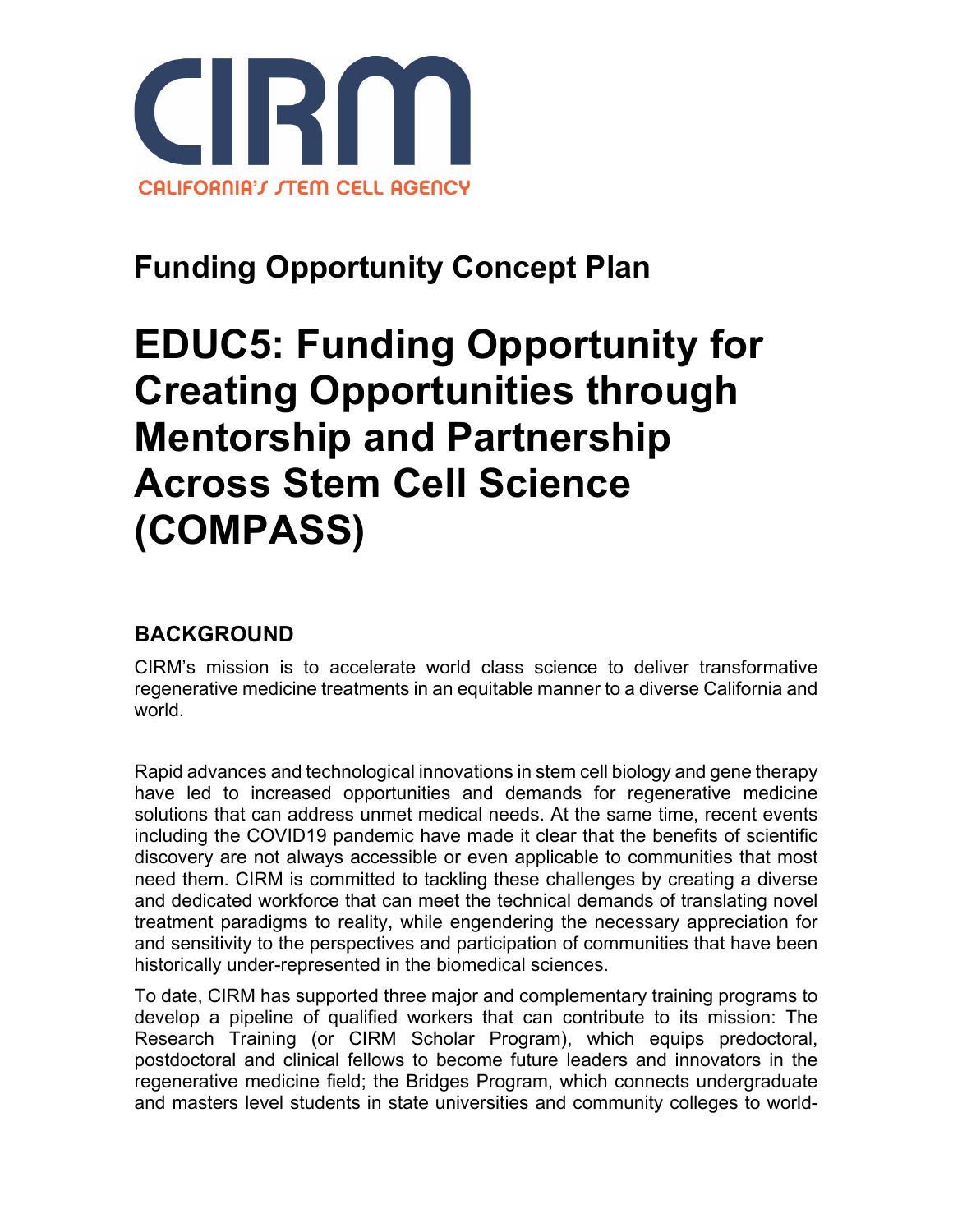CIRM

CALIFORNIA'S STEM CELL AGENCY

## Funding Opportunity Concept Plan

# EDUC5: Funding Opportunity for Creating Opportunities through Mentorship and Partnership Across Stem Cell Science (COMPASS)

### BACKGROUND

CIRM's mission is to accelerate world class science to deliver transformative regenerative medicine treatments in an equitable manner to a diverse California and world.

Rapid advances and technological innovations in stem cell biology and gene therapy have led to increased opportunities and demands for regenerative medicine solutions that can address unmet medical needs. At the same time, recent events including the COVID19 pandemic have made it clear that the benefits of scientific discovery are not always accessible or even applicable to communities that most need them. CIRM is committed to tackling these challenges by creating a diverse and dedicated workforce that can meet the technical demands of translating novel treatment paradigms to reality, while engendering the necessary appreciation for and sensitivity to the perspectives and participation of communities that have been historically under-represented in the biomedical sciences.

To date, CIRM has supported three major and complementary training programs to develop a pipeline of qualified workers that can contribute to its mission: The Research Training (or CIRM Scholar Program), which equips predoctoral, postdoctoral and clinical fellows to become future leaders and innovators in the regenerative medicine field; the Bridges Program, which connects undergraduate and masters level students in state universities and community colleges to world-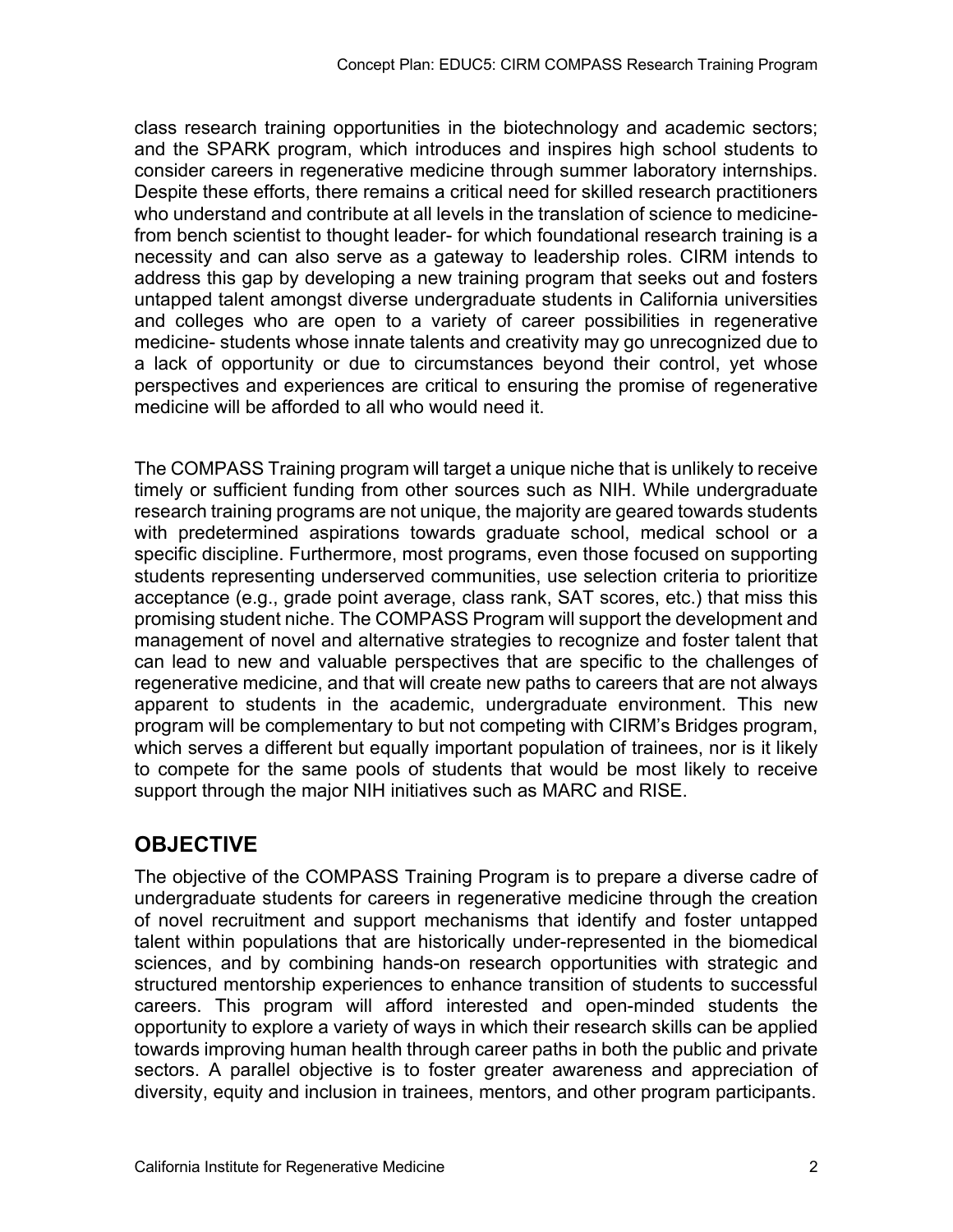class research training opportunities in the biotechnology and academic sectors; and the SPARK program, which introduces and inspires high school students to consider careers in regenerative medicine through summer laboratory internships. Despite these efforts, there remains a critical need for skilled research practitioners who understand and contribute at all levels in the translation of science to medicine- from bench scientist to thought leader- for which foundational research training is a necessity and can also serve as a gateway to leadership roles. CIRM intends to address this gap by developing a new training program that seeks out and fosters untapped talent amongst diverse undergraduate students in California universities and colleges who are open to a variety of career possibilities in regenerative medicine- students whose innate talents and creativity may go unrecognized due to a lack of opportunity or due to circumstances beyond their control, yet whose perspectives and experiences are critical to ensuring the promise of regenerative medicine will be afforded to all who would need it.

The COMPASS Training program will target a unique niche that is unlikely to receive timely or sufficient funding from other sources such as NIH. While undergraduate research training programs are not unique, the majority are geared towards students with predetermined aspirations towards graduate school, medical school or a specific discipline. Furthermore, most programs, even those focused on supporting students representing underserved communities, use selection criteria to prioritize acceptance (e.g., grade point average, class rank, SAT scores, etc.) that miss this promising student niche. The COMPASS Program will support the development and management of novel and alternative strategies to recognize and foster talent that can lead to new and valuable perspectives that are specific to the challenges of regenerative medicine, and that will create new paths to careers that are not always apparent to students in the academic, undergraduate environment. This new program will be complementary to but not competing with CIRM's Bridges program, which serves a different but equally important population of trainees, nor is it likely to compete for the same pools of students that would be most likely to receive support through the major NIH initiatives such as MARC and RISE.

## OBJECTIVE

The objective of the COMPASS Training Program is to prepare a diverse cadre of undergraduate students for careers in regenerative medicine through the creation of novel recruitment and support mechanisms that identify and foster untapped talent within populations that are historically under-represented in the biomedical sciences, and by combining hands-on research opportunities with strategic and structured mentorship experiences to enhance transition of students to successful careers. This program will afford interested and open-minded students the opportunity to explore a variety of ways in which their research skills can be applied towards improving human health through career paths in both the public and private sectors. A parallel objective is to foster greater awareness and appreciation of diversity, equity and inclusion in trainees, mentors, and other program participants.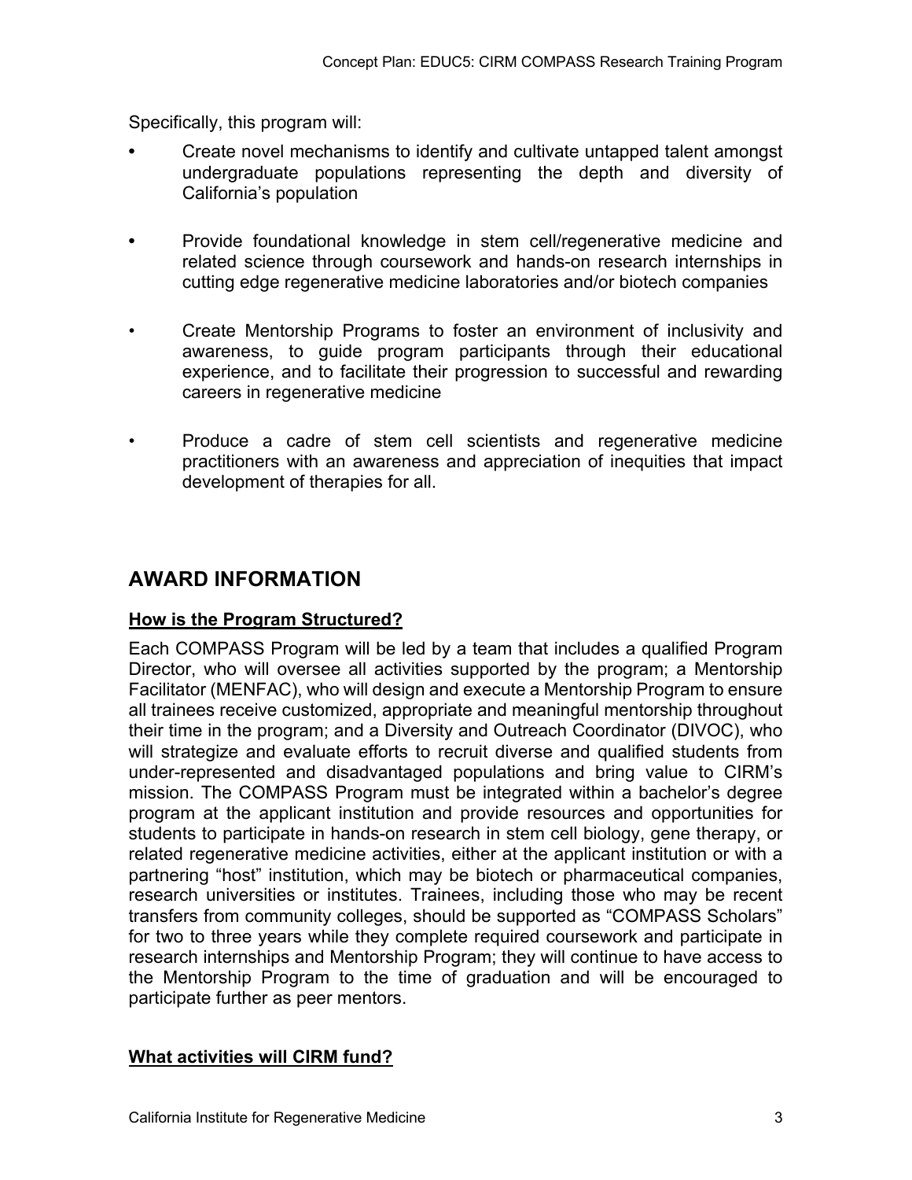Specifically, this program will:

- Create novel mechanisms to identify and cultivate untapped talent amongst undergraduate populations representing the depth and diversity of California's population
- Provide foundational knowledge in stem cell/regenerative medicine and related science through coursework and hands-on research internships in cutting edge regenerative medicine laboratories and/or biotech companies
- Create Mentorship Programs to foster an environment of inclusivity and awareness, to guide program participants through their educational experience, and to facilitate their progression to successful and rewarding careers in regenerative medicine
- Produce a cadre of stem cell scientists and regenerative medicine practitioners with an awareness and appreciation of inequities that impact development of therapies for all.

## AWARD INFORMATION

### How is the Program Structured?

Each COMPASS Program will be led by a team that includes a qualified Program Director, who will oversee all activities supported by the program; a Mentorship Facilitator (MENFAC), who will design and execute a Mentorship Program to ensure all trainees receive customized, appropriate and meaningful mentorship throughout their time in the program; and a Diversity and Outreach Coordinator (DIVOC), who will strategize and evaluate efforts to recruit diverse and qualified students from under-represented and disadvantaged populations and bring value to CIRM's mission. The COMPASS Program must be integrated within a bachelor's degree program at the applicant institution and provide resources and opportunities for students to participate in hands-on research in stem cell biology, gene therapy, or related regenerative medicine activities, either at the applicant institution or with a partnering "host" institution, which may be biotech or pharmaceutical companies, research universities or institutes. Trainees, including those who may be recent transfers from community colleges, should be supported as "COMPASS Scholars" for two to three years while they complete required coursework and participate in research internships and Mentorship Program; they will continue to have access to the Mentorship Program to the time of graduation and will be encouraged to participate further as peer mentors.

### What activities will CIRM fund?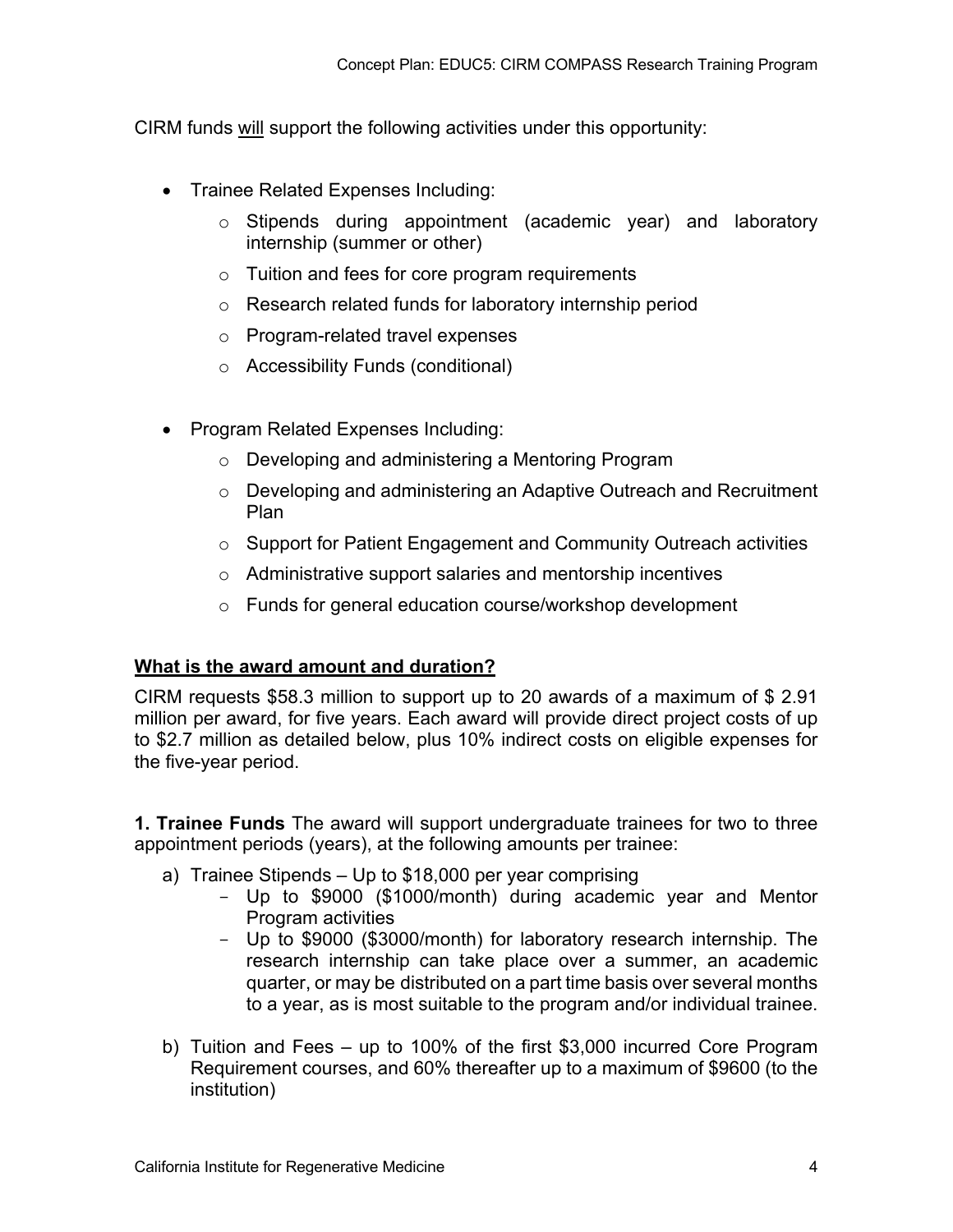CIRM funds <u>will</u> support the following activities under this opportunity:

- Trainee Related Expenses Including:
  - Stipends during appointment (academic year) and laboratory internship (summer or other)
  - Tuition and fees for core program requirements
  - Research related funds for laboratory internship period
  - Program-related travel expenses
  - Accessibility Funds (conditional)

- Program Related Expenses Including:
  - Developing and administering a Mentoring Program
  - Developing and administering an Adaptive Outreach and Recruitment Plan
  - Support for Patient Engagement and Community Outreach activities
  - Administrative support salaries and mentorship incentives
  - Funds for general education course/workshop development

**<u>What is the award amount and duration?</u>**

CIRM requests $58.3 million to support up to 20 awards of a maximum of $ 2.91 million per award, for five years. Each award will provide direct project costs of up to $2.7 million as detailed below, plus 10% indirect costs on eligible expenses for the five-year period.

**1. Trainee Funds** The award will support undergraduate trainees for two to three appointment periods (years), at the following amounts per trainee:

a) Trainee Stipends – Up to $18,000 per year comprising
   - Up to $9000 ($1000/month) during academic year and Mentor Program activities
   - Up to $9000 ($3000/month) for laboratory research internship. The research internship can take place over a summer, an academic quarter, or may be distributed on a part time basis over several months to a year, as is most suitable to the program and/or individual trainee.

b) Tuition and Fees – up to 100% of the first $3,000 incurred Core Program Requirement courses, and 60% thereafter up to a maximum of $9600 (to the institution)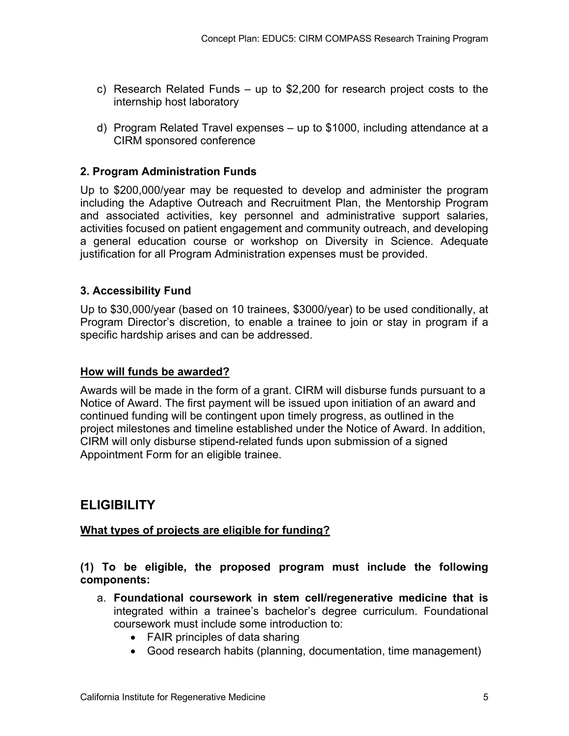c) Research Related Funds – up to $2,200 for research project costs to the internship host laboratory

d) Program Related Travel expenses – up to $1000, including attendance at a CIRM sponsored conference

### 2. Program Administration Funds

Up to $200,000/year may be requested to develop and administer the program including the Adaptive Outreach and Recruitment Plan, the Mentorship Program and associated activities, key personnel and administrative support salaries, activities focused on patient engagement and community outreach, and developing a general education course or workshop on Diversity in Science. Adequate justification for all Program Administration expenses must be provided.

### 3. Accessibility Fund

Up to $30,000/year (based on 10 trainees, $3000/year) to be used conditionally, at Program Director's discretion, to enable a trainee to join or stay in program if a specific hardship arises and can be addressed.

### How will funds be awarded?

Awards will be made in the form of a grant. CIRM will disburse funds pursuant to a Notice of Award. The first payment will be issued upon initiation of an award and continued funding will be contingent upon timely progress, as outlined in the project milestones and timeline established under the Notice of Award. In addition, CIRM will only disburse stipend-related funds upon submission of a signed Appointment Form for an eligible trainee.

## ELIGIBILITY

### What types of projects are eligible for funding?

**(1) To be eligible, the proposed program must include the following components:**

a. **Foundational coursework in stem cell/regenerative medicine that is** integrated within a trainee's bachelor's degree curriculum. Foundational coursework must include some introduction to:
   - FAIR principles of data sharing
   - Good research habits (planning, documentation, time management)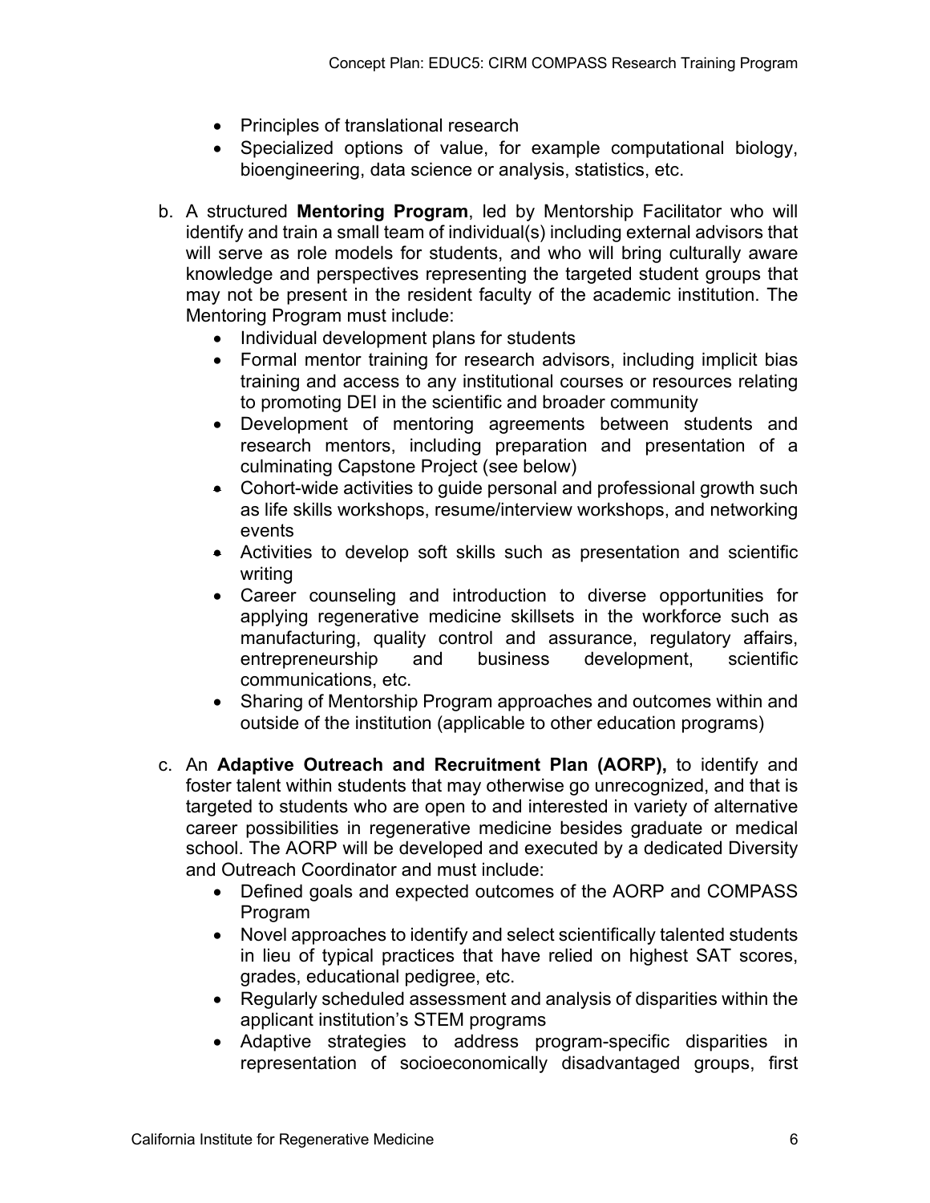- Principles of translational research
- Specialized options of value, for example computational biology, bioengineering, data science or analysis, statistics, etc.

b. A structured **Mentoring Program**, led by Mentorship Facilitator who will identify and train a small team of individual(s) including external advisors that will serve as role models for students, and who will bring culturally aware knowledge and perspectives representing the targeted student groups that may not be present in the resident faculty of the academic institution. The Mentoring Program must include:
   - Individual development plans for students
   - Formal mentor training for research advisors, including implicit bias training and access to any institutional courses or resources relating to promoting DEI in the scientific and broader community
   - Development of mentoring agreements between students and research mentors, including preparation and presentation of a culminating Capstone Project (see below)
   - Cohort-wide activities to guide personal and professional growth such as life skills workshops, resume/interview workshops, and networking events
   - Activities to develop soft skills such as presentation and scientific writing
   - Career counseling and introduction to diverse opportunities for applying regenerative medicine skillsets in the workforce such as manufacturing, quality control and assurance, regulatory affairs, entrepreneurship and business development, scientific communications, etc.
   - Sharing of Mentorship Program approaches and outcomes within and outside of the institution (applicable to other education programs)

c. An **Adaptive Outreach and Recruitment Plan (AORP),** to identify and foster talent within students that may otherwise go unrecognized, and that is targeted to students who are open to and interested in variety of alternative career possibilities in regenerative medicine besides graduate or medical school. The AORP will be developed and executed by a dedicated Diversity and Outreach Coordinator and must include:
   - Defined goals and expected outcomes of the AORP and COMPASS Program
   - Novel approaches to identify and select scientifically talented students in lieu of typical practices that have relied on highest SAT scores, grades, educational pedigree, etc.
   - Regularly scheduled assessment and analysis of disparities within the applicant institution's STEM programs
   - Adaptive strategies to address program-specific disparities in representation of socioeconomically disadvantaged groups, first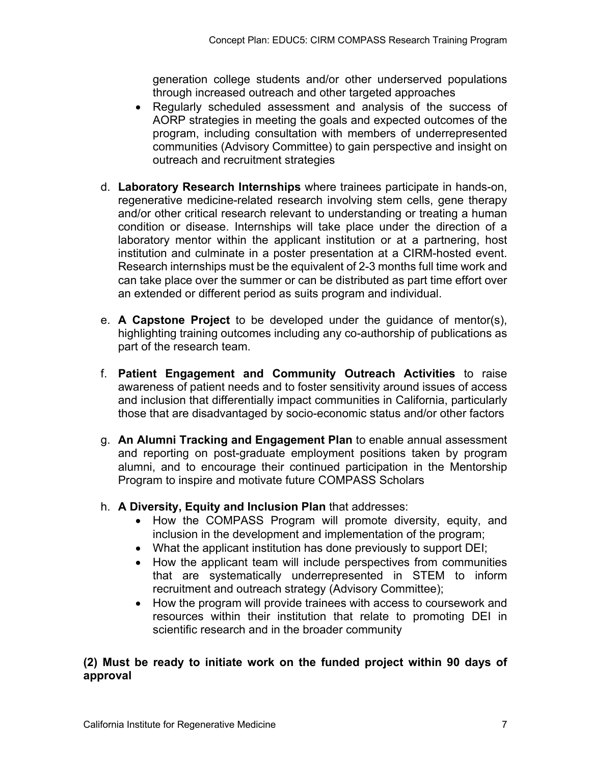generation college students and/or other underserved populations through increased outreach and other targeted approaches
- Regularly scheduled assessment and analysis of the success of AORP strategies in meeting the goals and expected outcomes of the program, including consultation with members of underrepresented communities (Advisory Committee) to gain perspective and insight on outreach and recruitment strategies

d. **Laboratory Research Internships** where trainees participate in hands-on, regenerative medicine-related research involving stem cells, gene therapy and/or other critical research relevant to understanding or treating a human condition or disease. Internships will take place under the direction of a laboratory mentor within the applicant institution or at a partnering, host institution and culminate in a poster presentation at a CIRM-hosted event. Research internships must be the equivalent of 2-3 months full time work and can take place over the summer or can be distributed as part time effort over an extended or different period as suits program and individual.

e. **A Capstone Project** to be developed under the guidance of mentor(s), highlighting training outcomes including any co-authorship of publications as part of the research team.

f. **Patient Engagement and Community Outreach Activities** to raise awareness of patient needs and to foster sensitivity around issues of access and inclusion that differentially impact communities in California, particularly those that are disadvantaged by socio-economic status and/or other factors

g. **An Alumni Tracking and Engagement Plan** to enable annual assessment and reporting on post-graduate employment positions taken by program alumni, and to encourage their continued participation in the Mentorship Program to inspire and motivate future COMPASS Scholars

h. **A Diversity, Equity and Inclusion Plan** that addresses:
   - How the COMPASS Program will promote diversity, equity, and inclusion in the development and implementation of the program;
   - What the applicant institution has done previously to support DEI;
   - How the applicant team will include perspectives from communities that are systematically underrepresented in STEM to inform recruitment and outreach strategy (Advisory Committee);
   - How the program will provide trainees with access to coursework and resources within their institution that relate to promoting DEI in scientific research and in the broader community

**(2) Must be ready to initiate work on the funded project within 90 days of approval**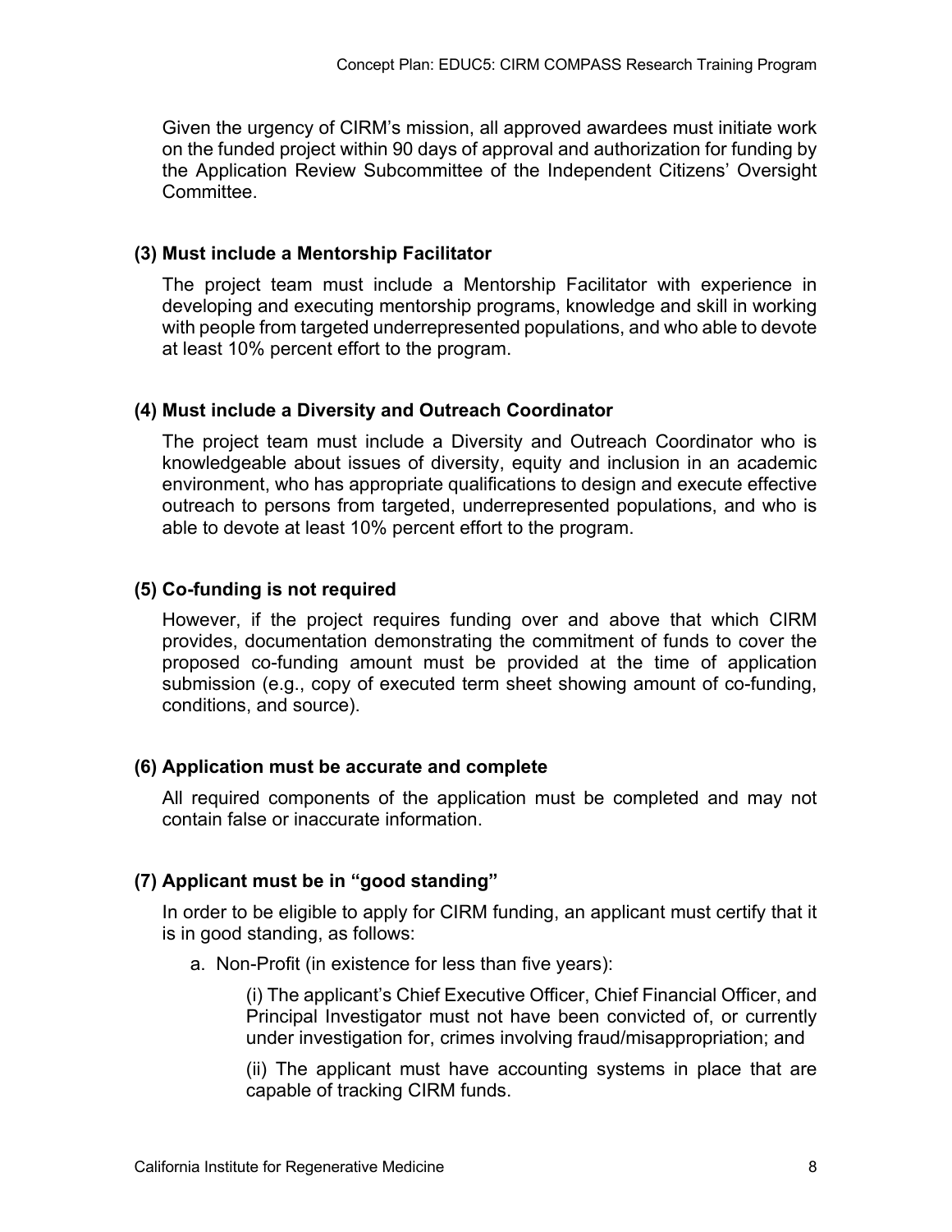Given the urgency of CIRM's mission, all approved awardees must initiate work on the funded project within 90 days of approval and authorization for funding by the Application Review Subcommittee of the Independent Citizens' Oversight Committee.

### (3) Must include a Mentorship Facilitator

The project team must include a Mentorship Facilitator with experience in developing and executing mentorship programs, knowledge and skill in working with people from targeted underrepresented populations, and who able to devote at least 10% percent effort to the program.

### (4) Must include a Diversity and Outreach Coordinator

The project team must include a Diversity and Outreach Coordinator who is knowledgeable about issues of diversity, equity and inclusion in an academic environment, who has appropriate qualifications to design and execute effective outreach to persons from targeted, underrepresented populations, and who is able to devote at least 10% percent effort to the program.

### (5) Co-funding is not required

However, if the project requires funding over and above that which CIRM provides, documentation demonstrating the commitment of funds to cover the proposed co-funding amount must be provided at the time of application submission (e.g., copy of executed term sheet showing amount of co-funding, conditions, and source).

### (6) Application must be accurate and complete

All required components of the application must be completed and may not contain false or inaccurate information.

### (7) Applicant must be in "good standing"

In order to be eligible to apply for CIRM funding, an applicant must certify that it is in good standing, as follows:

a. Non-Profit (in existence for less than five years):

(i) The applicant's Chief Executive Officer, Chief Financial Officer, and Principal Investigator must not have been convicted of, or currently under investigation for, crimes involving fraud/misappropriation; and

(ii) The applicant must have accounting systems in place that are capable of tracking CIRM funds.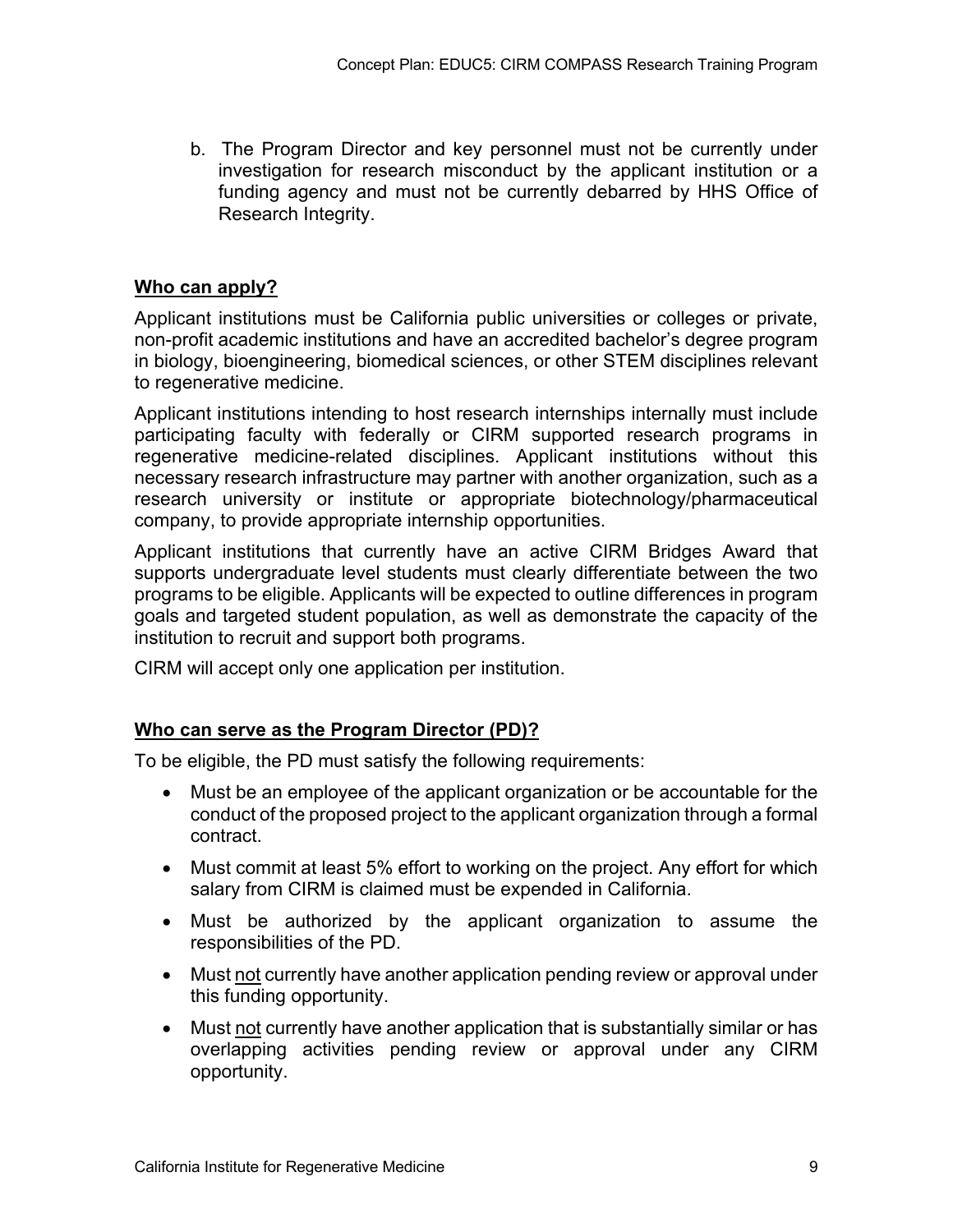b. The Program Director and key personnel must not be currently under investigation for research misconduct by the applicant institution or a funding agency and must not be currently debarred by HHS Office of Research Integrity.

## Who can apply?

Applicant institutions must be California public universities or colleges or private, non-profit academic institutions and have an accredited bachelor's degree program in biology, bioengineering, biomedical sciences, or other STEM disciplines relevant to regenerative medicine.

Applicant institutions intending to host research internships internally must include participating faculty with federally or CIRM supported research programs in regenerative medicine-related disciplines. Applicant institutions without this necessary research infrastructure may partner with another organization, such as a research university or institute or appropriate biotechnology/pharmaceutical company, to provide appropriate internship opportunities.

Applicant institutions that currently have an active CIRM Bridges Award that supports undergraduate level students must clearly differentiate between the two programs to be eligible. Applicants will be expected to outline differences in program goals and targeted student population, as well as demonstrate the capacity of the institution to recruit and support both programs.

CIRM will accept only one application per institution.

## Who can serve as the Program Director (PD)?

To be eligible, the PD must satisfy the following requirements:

- Must be an employee of the applicant organization or be accountable for the conduct of the proposed project to the applicant organization through a formal contract.
- Must commit at least 5% effort to working on the project. Any effort for which salary from CIRM is claimed must be expended in California.
- Must be authorized by the applicant organization to assume the responsibilities of the PD.
- Must not currently have another application pending review or approval under this funding opportunity.
- Must not currently have another application that is substantially similar or has overlapping activities pending review or approval under any CIRM opportunity.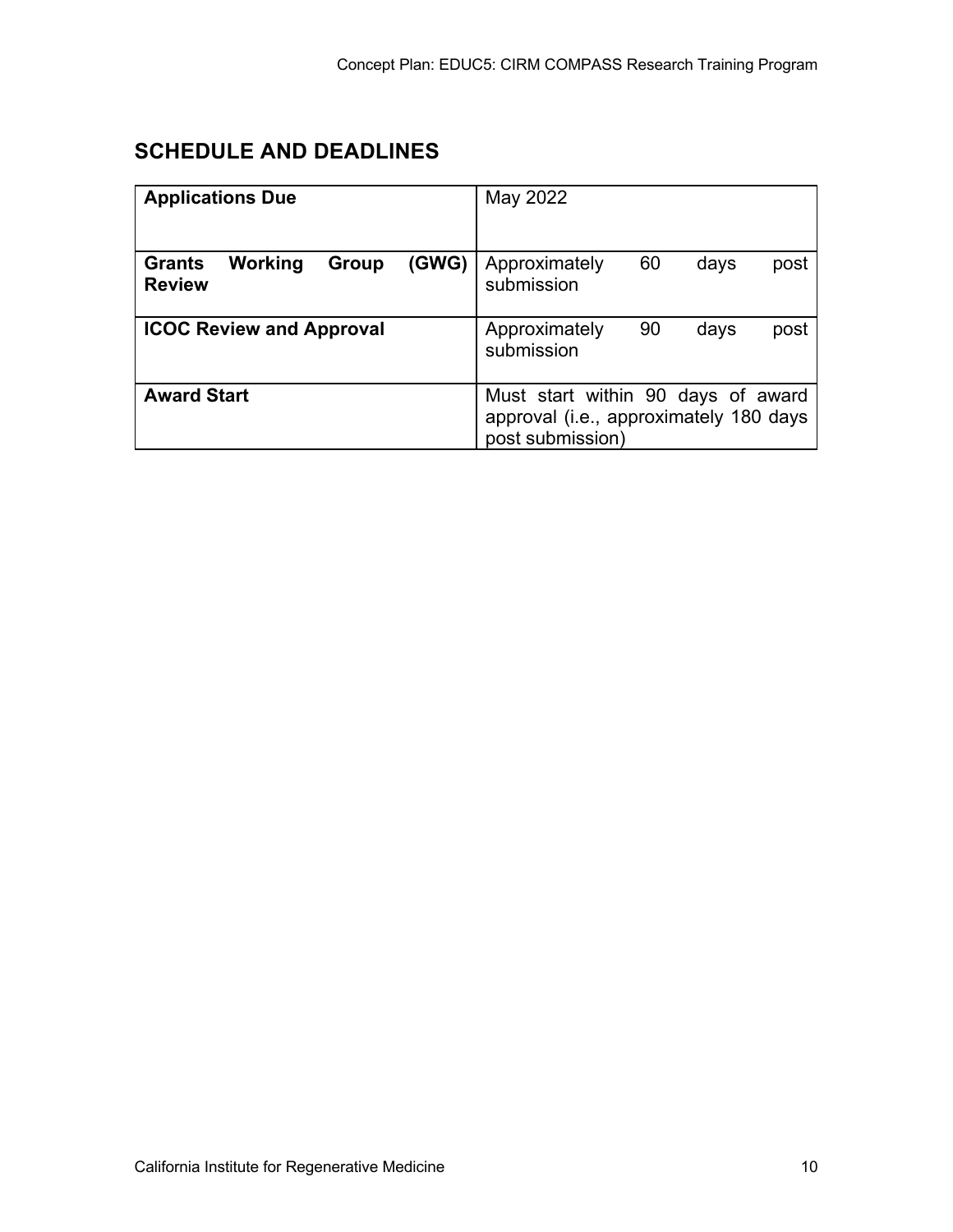## SCHEDULE AND DEADLINES

| | |
|---|---|
| **Applications Due** | May 2022 |
| **Grants Working Group (GWG) Review** | Approximately 60 days post submission |
| **ICOC Review and Approval** | Approximately 90 days post submission |
| **Award Start** | Must start within 90 days of award approval (i.e., approximately 180 days post submission) |